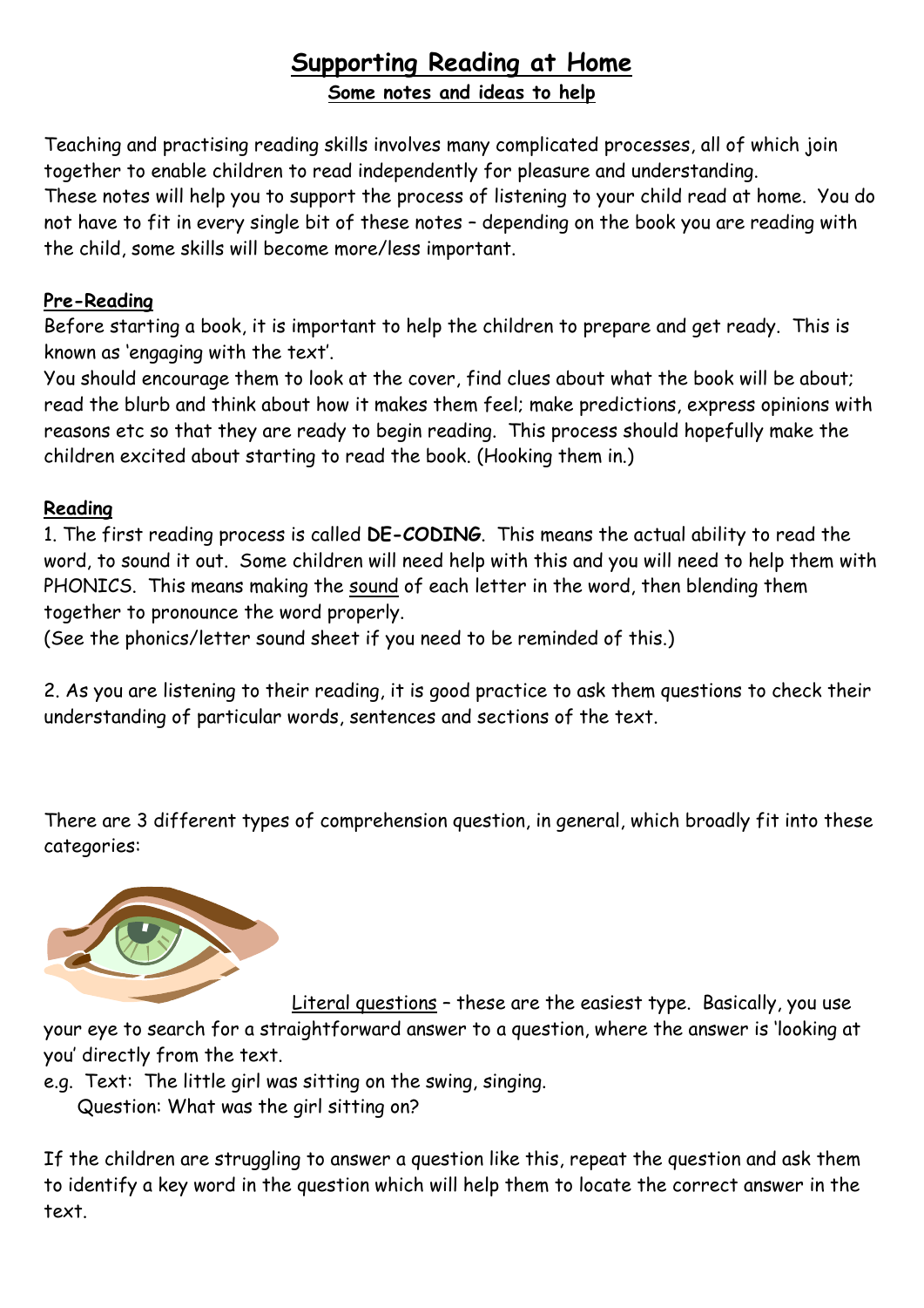# Supporting Reading at Home

## Some notes and ideas to help

Teaching and practising reading skills involves many complicated processes, all of which join together to enable children to read independently for pleasure and understanding.
These notes will help you to support the process of listening to your child read at home. You do not have to fit in every single bit of these notes – depending on the book you are reading with the child, some skills will become more/less important.

**Pre-Reading**

Before starting a book, it is important to help the children to prepare and get ready. This is known as 'engaging with the text'.
You should encourage them to look at the cover, find clues about what the book will be about; read the blurb and think about how it makes them feel; make predictions, express opinions with reasons etc so that they are ready to begin reading. This process should hopefully make the children excited about starting to read the book. (Hooking them in.)

**Reading**

1. The first reading process is called **DE-CODING**. This means the actual ability to read the word, to sound it out. Some children will need help with this and you will need to help them with PHONICS. This means making the sound of each letter in the word, then blending them together to pronounce the word properly.
(See the phonics/letter sound sheet if you need to be reminded of this.)

2. As you are listening to their reading, it is good practice to ask them questions to check their understanding of particular words, sentences and sections of the text.

There are 3 different types of comprehension question, in general, which broadly fit into these categories:

Literal questions – these are the easiest type. Basically, you use your eye to search for a straightforward answer to a question, where the answer is 'looking at you' directly from the text.

e.g. Text: The little girl was sitting on the swing, singing.
Question: What was the girl sitting on?

If the children are struggling to answer a question like this, repeat the question and ask them to identify a key word in the question which will help them to locate the correct answer in the text.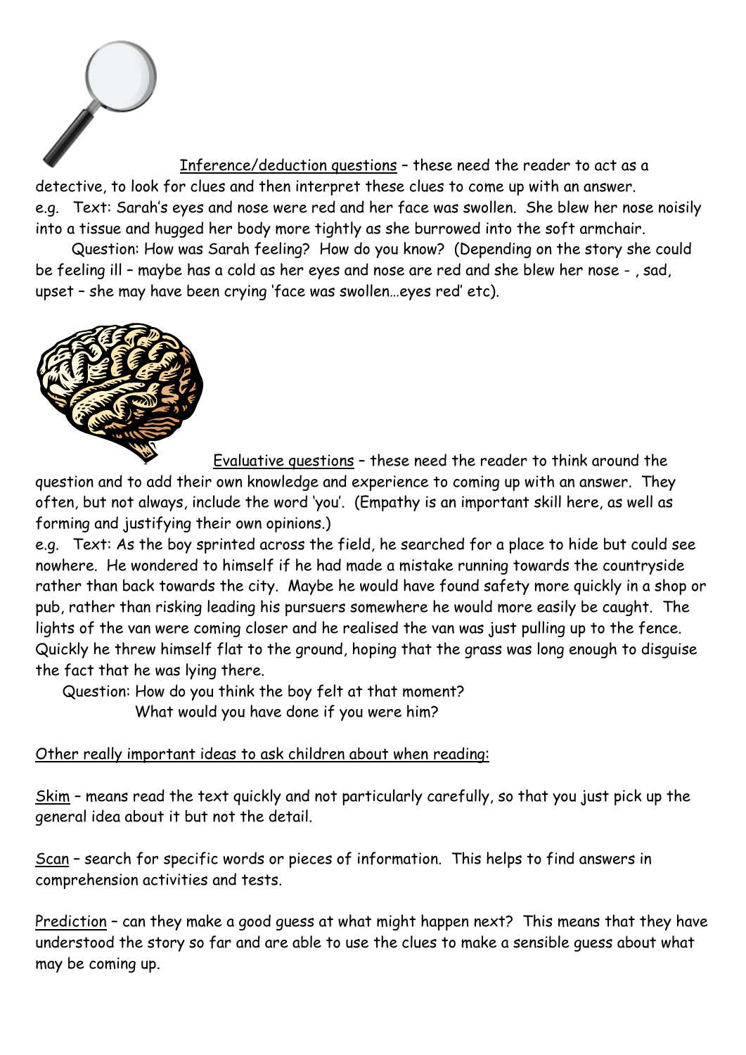<u>Inference/deduction questions</u> – these need the reader to act as a detective, to look for clues and then interpret these clues to come up with an answer.

e.g. Text: Sarah's eyes and nose were red and her face was swollen. She blew her nose noisily into a tissue and hugged her body more tightly as she burrowed into the soft armchair.

Question: How was Sarah feeling? How do you know? (Depending on the story she could be feeling ill – maybe has a cold as her eyes and nose are red and she blew her nose - , sad, upset – she may have been crying 'face was swollen…eyes red' etc).

<u>Evaluative questions</u> – these need the reader to think around the question and to add their own knowledge and experience to coming up with an answer. They often, but not always, include the word 'you'. (Empathy is an important skill here, as well as forming and justifying their own opinions.)

e.g. Text: As the boy sprinted across the field, he searched for a place to hide but could see nowhere. He wondered to himself if he had made a mistake running towards the countryside rather than back towards the city. Maybe he would have found safety more quickly in a shop or pub, rather than risking leading his pursuers somewhere he would more easily be caught. The lights of the van were coming closer and he realised the van was just pulling up to the fence. Quickly he threw himself flat to the ground, hoping that the grass was long enough to disguise the fact that he was lying there.

Question: How do you think the boy felt at that moment?
What would you have done if you were him?

<u>Other really important ideas to ask children about when reading:</u>

<u>Skim</u> – means read the text quickly and not particularly carefully, so that you just pick up the general idea about it but not the detail.

<u>Scan</u> – search for specific words or pieces of information. This helps to find answers in comprehension activities and tests.

<u>Prediction</u> – can they make a good guess at what might happen next? This means that they have understood the story so far and are able to use the clues to make a sensible guess about what may be coming up.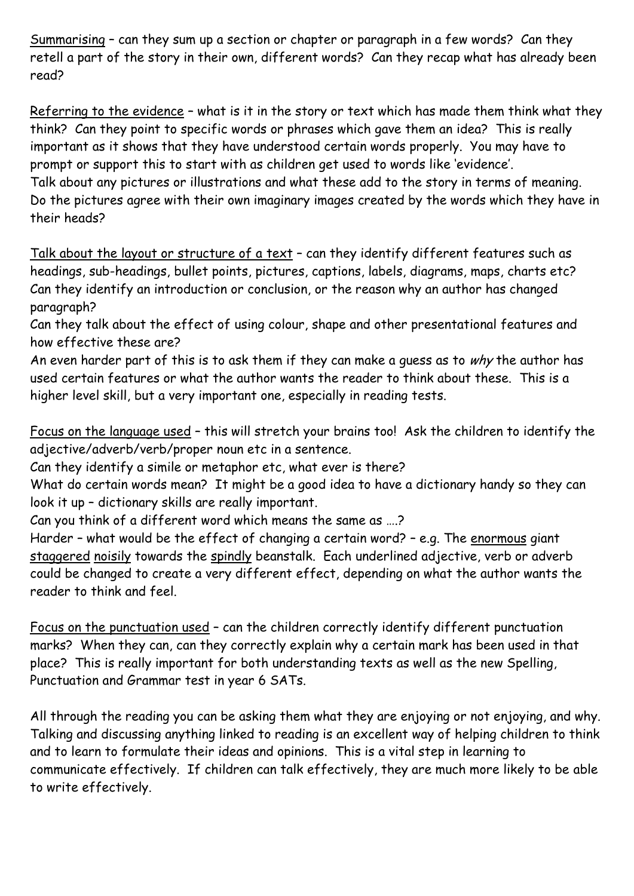<u>Summarising</u> – can they sum up a section or chapter or paragraph in a few words? Can they retell a part of the story in their own, different words? Can they recap what has already been read?

<u>Referring to the evidence</u> – what is it in the story or text which has made them think what they think? Can they point to specific words or phrases which gave them an idea? This is really important as it shows that they have understood certain words properly. You may have to prompt or support this to start with as children get used to words like 'evidence'.
Talk about any pictures or illustrations and what these add to the story in terms of meaning. Do the pictures agree with their own imaginary images created by the words which they have in their heads?

<u>Talk about the layout or structure of a text</u> – can they identify different features such as headings, sub-headings, bullet points, pictures, captions, labels, diagrams, maps, charts etc? Can they identify an introduction or conclusion, or the reason why an author has changed paragraph?
Can they talk about the effect of using colour, shape and other presentational features and how effective these are?
An even harder part of this is to ask them if they can make a guess as to *why* the author has used certain features or what the author wants the reader to think about these. This is a higher level skill, but a very important one, especially in reading tests.

<u>Focus on the language used</u> – this will stretch your brains too! Ask the children to identify the adjective/adverb/verb/proper noun etc in a sentence.
Can they identify a simile or metaphor etc, what ever is there?
What do certain words mean? It might be a good idea to have a dictionary handy so they can look it up – dictionary skills are really important.
Can you think of a different word which means the same as ….?
Harder – what would be the effect of changing a certain word? – e.g. The <u>enormous</u> giant <u>staggered</u> <u>noisily</u> towards the <u>spindly</u> beanstalk. Each underlined adjective, verb or adverb could be changed to create a very different effect, depending on what the author wants the reader to think and feel.

<u>Focus on the punctuation used</u> – can the children correctly identify different punctuation marks? When they can, can they correctly explain why a certain mark has been used in that place? This is really important for both understanding texts as well as the new Spelling, Punctuation and Grammar test in year 6 SATs.

All through the reading you can be asking them what they are enjoying or not enjoying, and why. Talking and discussing anything linked to reading is an excellent way of helping children to think and to learn to formulate their ideas and opinions. This is a vital step in learning to communicate effectively. If children can talk effectively, they are much more likely to be able to write effectively.